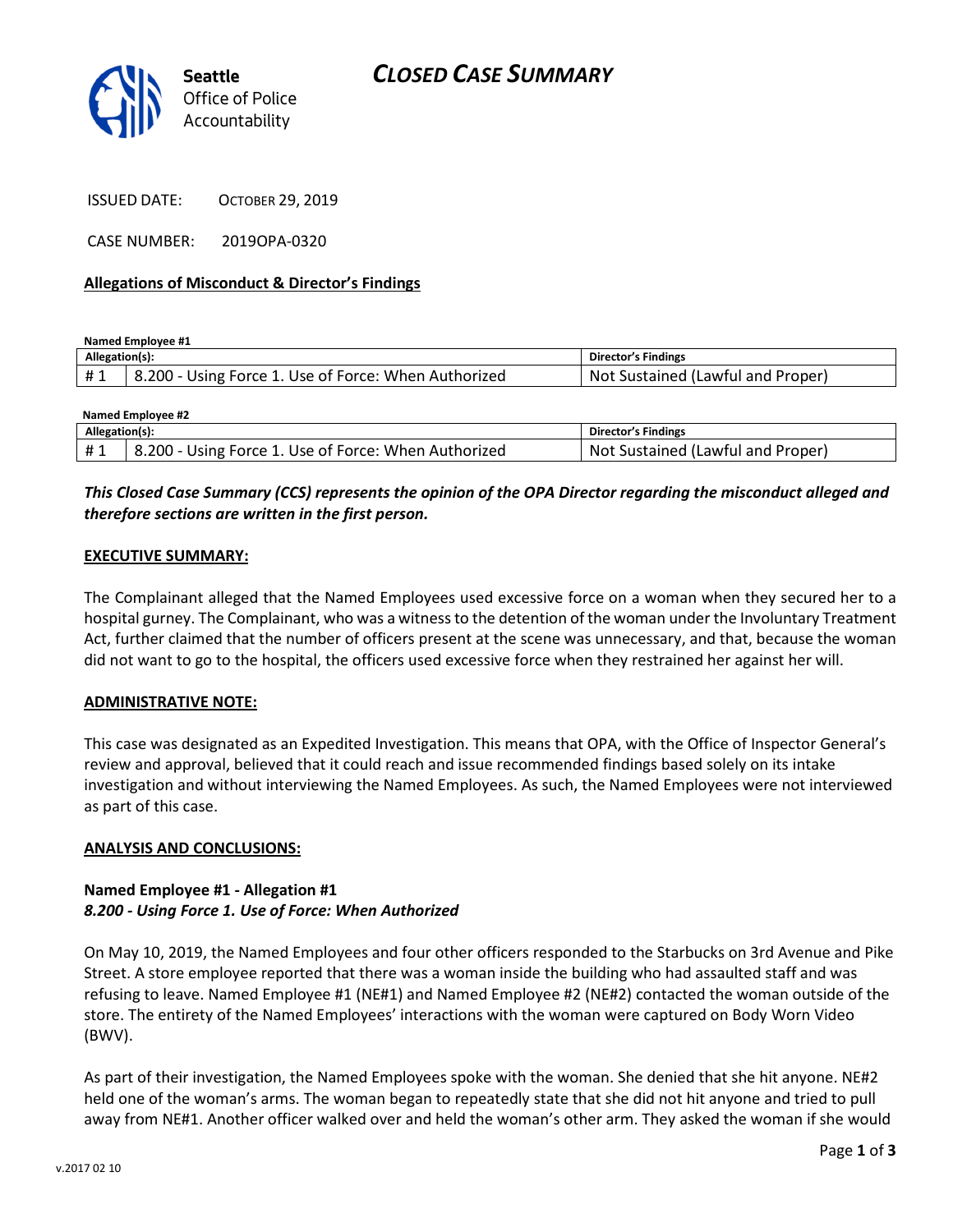Seattle Office of Police Accountability

# CLOSED CASE SUMMARY

ISSUED DATE: OCTOBER 29, 2019

CASE NUMBER: 2019OPA-0320

**Allegations of Misconduct & Director's Findings**

**Named Employee #1**

| Allegation(s): | | Director's Findings |
|---|---|---|
| # 1 | 8.200 - Using Force 1. Use of Force: When Authorized | Not Sustained (Lawful and Proper) |

**Named Employee #2**

| Allegation(s): | | Director's Findings |
|---|---|---|
| # 1 | 8.200 - Using Force 1. Use of Force: When Authorized | Not Sustained (Lawful and Proper) |

***This Closed Case Summary (CCS) represents the opinion of the OPA Director regarding the misconduct alleged and therefore sections are written in the first person.***

**EXECUTIVE SUMMARY:**

The Complainant alleged that the Named Employees used excessive force on a woman when they secured her to a hospital gurney. The Complainant, who was a witness to the detention of the woman under the Involuntary Treatment Act, further claimed that the number of officers present at the scene was unnecessary, and that, because the woman did not want to go to the hospital, the officers used excessive force when they restrained her against her will.

**ADMINISTRATIVE NOTE:**

This case was designated as an Expedited Investigation. This means that OPA, with the Office of Inspector General's review and approval, believed that it could reach and issue recommended findings based solely on its intake investigation and without interviewing the Named Employees. As such, the Named Employees were not interviewed as part of this case.

**ANALYSIS AND CONCLUSIONS:**

**Named Employee #1 - Allegation #1**
***8.200 - Using Force 1. Use of Force: When Authorized***

On May 10, 2019, the Named Employees and four other officers responded to the Starbucks on 3rd Avenue and Pike Street. A store employee reported that there was a woman inside the building who had assaulted staff and was refusing to leave. Named Employee #1 (NE#1) and Named Employee #2 (NE#2) contacted the woman outside of the store. The entirety of the Named Employees' interactions with the woman were captured on Body Worn Video (BWV).

As part of their investigation, the Named Employees spoke with the woman. She denied that she hit anyone. NE#2 held one of the woman's arms. The woman began to repeatedly state that she did not hit anyone and tried to pull away from NE#1. Another officer walked over and held the woman's other arm. They asked the woman if she would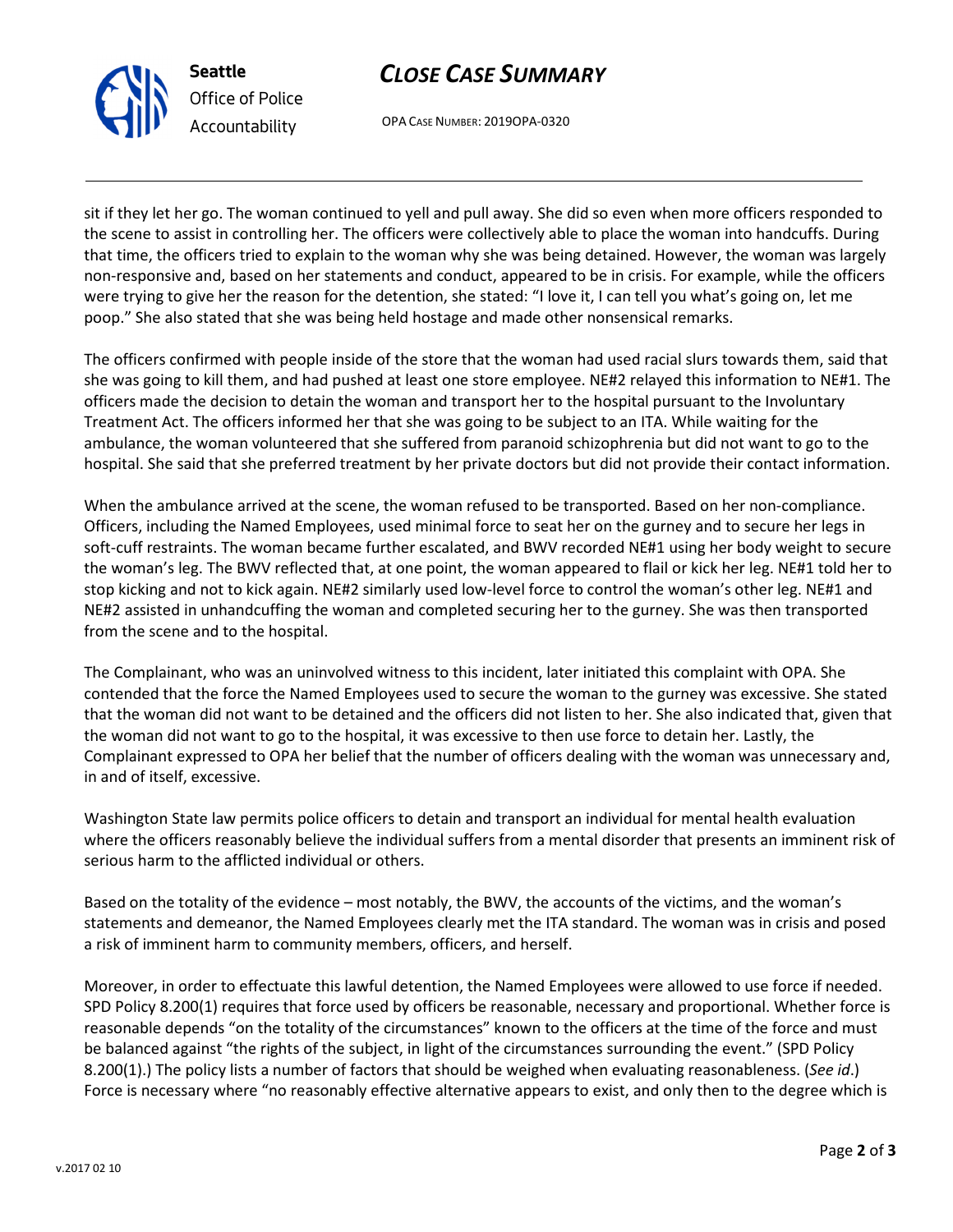sit if they let her go. The woman continued to yell and pull away. She did so even when more officers responded to the scene to assist in controlling her. The officers were collectively able to place the woman into handcuffs. During that time, the officers tried to explain to the woman why she was being detained. However, the woman was largely non-responsive and, based on her statements and conduct, appeared to be in crisis. For example, while the officers were trying to give her the reason for the detention, she stated: "I love it, I can tell you what's going on, let me poop." She also stated that she was being held hostage and made other nonsensical remarks.

The officers confirmed with people inside of the store that the woman had used racial slurs towards them, said that she was going to kill them, and had pushed at least one store employee. NE#2 relayed this information to NE#1. The officers made the decision to detain the woman and transport her to the hospital pursuant to the Involuntary Treatment Act. The officers informed her that she was going to be subject to an ITA. While waiting for the ambulance, the woman volunteered that she suffered from paranoid schizophrenia but did not want to go to the hospital. She said that she preferred treatment by her private doctors but did not provide their contact information.

When the ambulance arrived at the scene, the woman refused to be transported. Based on her non-compliance. Officers, including the Named Employees, used minimal force to seat her on the gurney and to secure her legs in soft-cuff restraints. The woman became further escalated, and BWV recorded NE#1 using her body weight to secure the woman's leg. The BWV reflected that, at one point, the woman appeared to flail or kick her leg. NE#1 told her to stop kicking and not to kick again. NE#2 similarly used low-level force to control the woman's other leg. NE#1 and NE#2 assisted in unhandcuffing the woman and completed securing her to the gurney. She was then transported from the scene and to the hospital.

The Complainant, who was an uninvolved witness to this incident, later initiated this complaint with OPA. She contended that the force the Named Employees used to secure the woman to the gurney was excessive. She stated that the woman did not want to be detained and the officers did not listen to her. She also indicated that, given that the woman did not want to go to the hospital, it was excessive to then use force to detain her. Lastly, the Complainant expressed to OPA her belief that the number of officers dealing with the woman was unnecessary and, in and of itself, excessive.

Washington State law permits police officers to detain and transport an individual for mental health evaluation where the officers reasonably believe the individual suffers from a mental disorder that presents an imminent risk of serious harm to the afflicted individual or others.

Based on the totality of the evidence – most notably, the BWV, the accounts of the victims, and the woman's statements and demeanor, the Named Employees clearly met the ITA standard. The woman was in crisis and posed a risk of imminent harm to community members, officers, and herself.

Moreover, in order to effectuate this lawful detention, the Named Employees were allowed to use force if needed. SPD Policy 8.200(1) requires that force used by officers be reasonable, necessary and proportional. Whether force is reasonable depends "on the totality of the circumstances" known to the officers at the time of the force and must be balanced against "the rights of the subject, in light of the circumstances surrounding the event." (SPD Policy 8.200(1).) The policy lists a number of factors that should be weighed when evaluating reasonableness. (*See id*.) Force is necessary where "no reasonably effective alternative appears to exist, and only then to the degree which is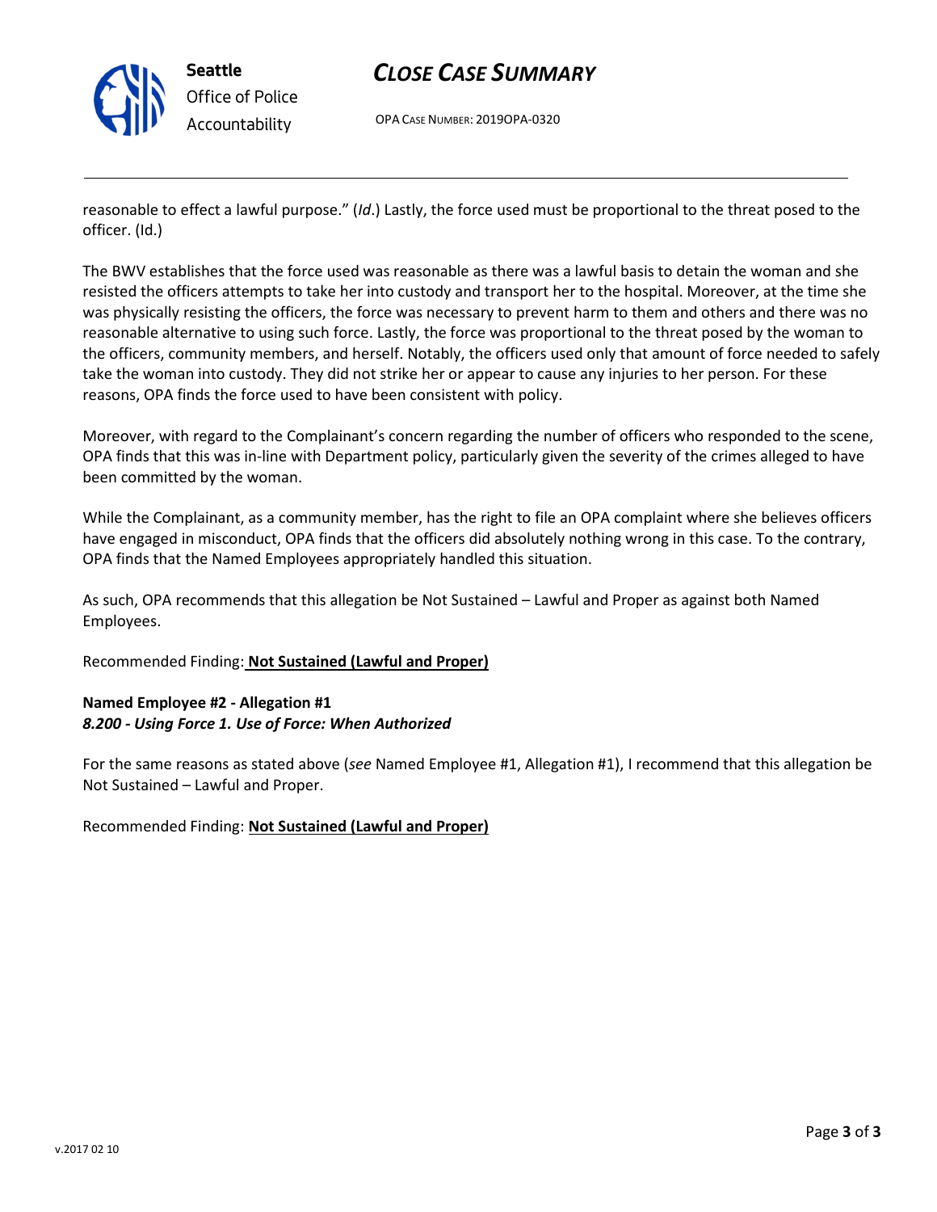reasonable to effect a lawful purpose." (*Id*.) Lastly, the force used must be proportional to the threat posed to the officer. (Id.)

The BWV establishes that the force used was reasonable as there was a lawful basis to detain the woman and she resisted the officers attempts to take her into custody and transport her to the hospital. Moreover, at the time she was physically resisting the officers, the force was necessary to prevent harm to them and others and there was no reasonable alternative to using such force. Lastly, the force was proportional to the threat posed by the woman to the officers, community members, and herself. Notably, the officers used only that amount of force needed to safely take the woman into custody. They did not strike her or appear to cause any injuries to her person. For these reasons, OPA finds the force used to have been consistent with policy.

Moreover, with regard to the Complainant's concern regarding the number of officers who responded to the scene, OPA finds that this was in-line with Department policy, particularly given the severity of the crimes alleged to have been committed by the woman.

While the Complainant, as a community member, has the right to file an OPA complaint where she believes officers have engaged in misconduct, OPA finds that the officers did absolutely nothing wrong in this case. To the contrary, OPA finds that the Named Employees appropriately handled this situation.

As such, OPA recommends that this allegation be Not Sustained – Lawful and Proper as against both Named Employees.

Recommended Finding: **Not Sustained (Lawful and Proper)**

**Named Employee #2 - Allegation #1**
***8.200 - Using Force 1. Use of Force: When Authorized***

For the same reasons as stated above (*see* Named Employee #1, Allegation #1), I recommend that this allegation be Not Sustained – Lawful and Proper.

Recommended Finding: **Not Sustained (Lawful and Proper)**